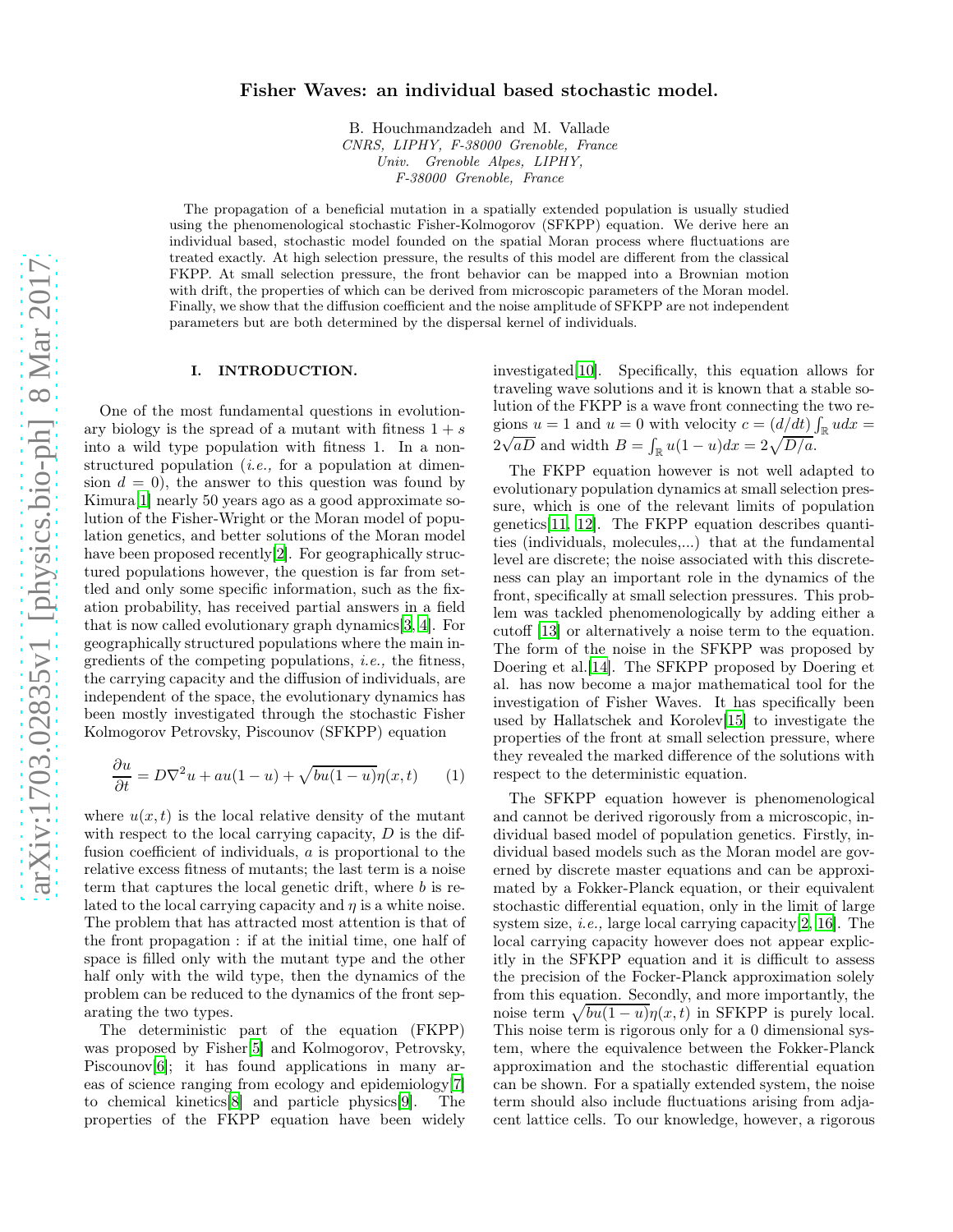# Fisher Waves: an individual based stochastic model.

B. Houchmandzadeh and M. Vallade

*CNRS, LIPHY, F-38000 Grenoble, France*
*Univ. Grenoble Alpes, LIPHY, F-38000 Grenoble, France*

The propagation of a beneficial mutation in a spatially extended population is usually studied using the phenomenological stochastic Fisher-Kolmogorov (SFKPP) equation. We derive here an individual based, stochastic model founded on the spatial Moran process where fluctuations are treated exactly. At high selection pressure, the results of this model are different from the classical FKPP. At small selection pressure, the front behavior can be mapped into a Brownian motion with drift, the properties of which can be derived from microscopic parameters of the Moran model. Finally, we show that the diffusion coefficient and the noise amplitude of SFKPP are not independent parameters but are both determined by the dispersal kernel of individuals.

## I. INTRODUCTION.

One of the most fundamental questions in evolutionary biology is the spread of a mutant with fitness $1+s$ into a wild type population with fitness 1. In a non-structured population (*i.e.,* for a population at dimension $d=0$), the answer to this question was found by Kimura[1] nearly 50 years ago as a good approximate solution of the Fisher-Wright or the Moran model of population genetics, and better solutions of the Moran model have been proposed recently[2]. For geographically structured populations however, the question is far from settled and only some specific information, such as the fixation probability, has received partial answers in a field that is now called evolutionary graph dynamics[3, 4]. For geographically structured populations where the main ingredients of the competing populations, *i.e.,* the fitness, the carrying capacity and the diffusion of individuals, are independent of the space, the evolutionary dynamics has been mostly investigated through the stochastic Fisher Kolmogorov Petrovsky, Piscounov (SFKPP) equation

$$\frac{\partial u}{\partial t}=D\nabla^{2}u+au(1-u)+\sqrt{bu(1-u)}\eta(x,t) \qquad (1)$$

where $u(x,t)$ is the local relative density of the mutant with respect to the local carrying capacity, $D$ is the diffusion coefficient of individuals, $a$ is proportional to the relative excess fitness of mutants; the last term is a noise term that captures the local genetic drift, where $b$ is related to the local carrying capacity and $\eta$ is a white noise. The problem that has attracted most attention is that of the front propagation : if at the initial time, one half of space is filled only with the mutant type and the other half only with the wild type, then the dynamics of the problem can be reduced to the dynamics of the front separating the two types.

The deterministic part of the equation (FKPP) was proposed by Fisher[5] and Kolmogorov, Petrovsky, Piscounov[6]; it has found applications in many areas of science ranging from ecology and epidemiology[7] to chemical kinetics[8] and particle physics[9]. The properties of the FKPP equation have been widely investigated[10]. Specifically, this equation allows for traveling wave solutions and it is known that a stable solution of the FKPP is a wave front connecting the two regions $u=1$ and $u=0$ with velocity $c=(d/dt)\int_{\mathbb{R}}udx=2\sqrt{aD}$ and width $B=\int_{\mathbb{R}}u(1-u)dx=2\sqrt{D/a}$.

The FKPP equation however is not well adapted to evolutionary population dynamics at small selection pressure, which is one of the relevant limits of population genetics[11, 12]. The FKPP equation describes quantities (individuals, molecules,...) that at the fundamental level are discrete; the noise associated with this discreteness can play an important role in the dynamics of the front, specifically at small selection pressures. This problem was tackled phenomenologically by adding either a cutoff [13] or alternatively a noise term to the equation. The form of the noise in the SFKPP was proposed by Doering et al.[14]. The SFKPP proposed by Doering et al. has now become a major mathematical tool for the investigation of Fisher Waves. It has specifically been used by Hallatschek and Korolev[15] to investigate the properties of the front at small selection pressure, where they revealed the marked difference of the solutions with respect to the deterministic equation.

The SFKPP equation however is phenomenological and cannot be derived rigorously from a microscopic, individual based model of population genetics. Firstly, individual based models such as the Moran model are governed by discrete master equations and can be approximated by a Fokker-Planck equation, or their equivalent stochastic differential equation, only in the limit of large system size, *i.e.,* large local carrying capacity[2, 16]. The local carrying capacity however does not appear explicitly in the SFKPP equation and it is difficult to assess the precision of the Focker-Planck approximation solely from this equation. Secondly, and more importantly, the noise term $\sqrt{bu(1-u)}\eta(x,t)$ in SFKPP is purely local. This noise term is rigorous only for a 0 dimensional system, where the equivalence between the Fokker-Planck approximation and the stochastic differential equation can be shown. For a spatially extended system, the noise term should also include fluctuations arising from adjacent lattice cells. To our knowledge, however, a rigorous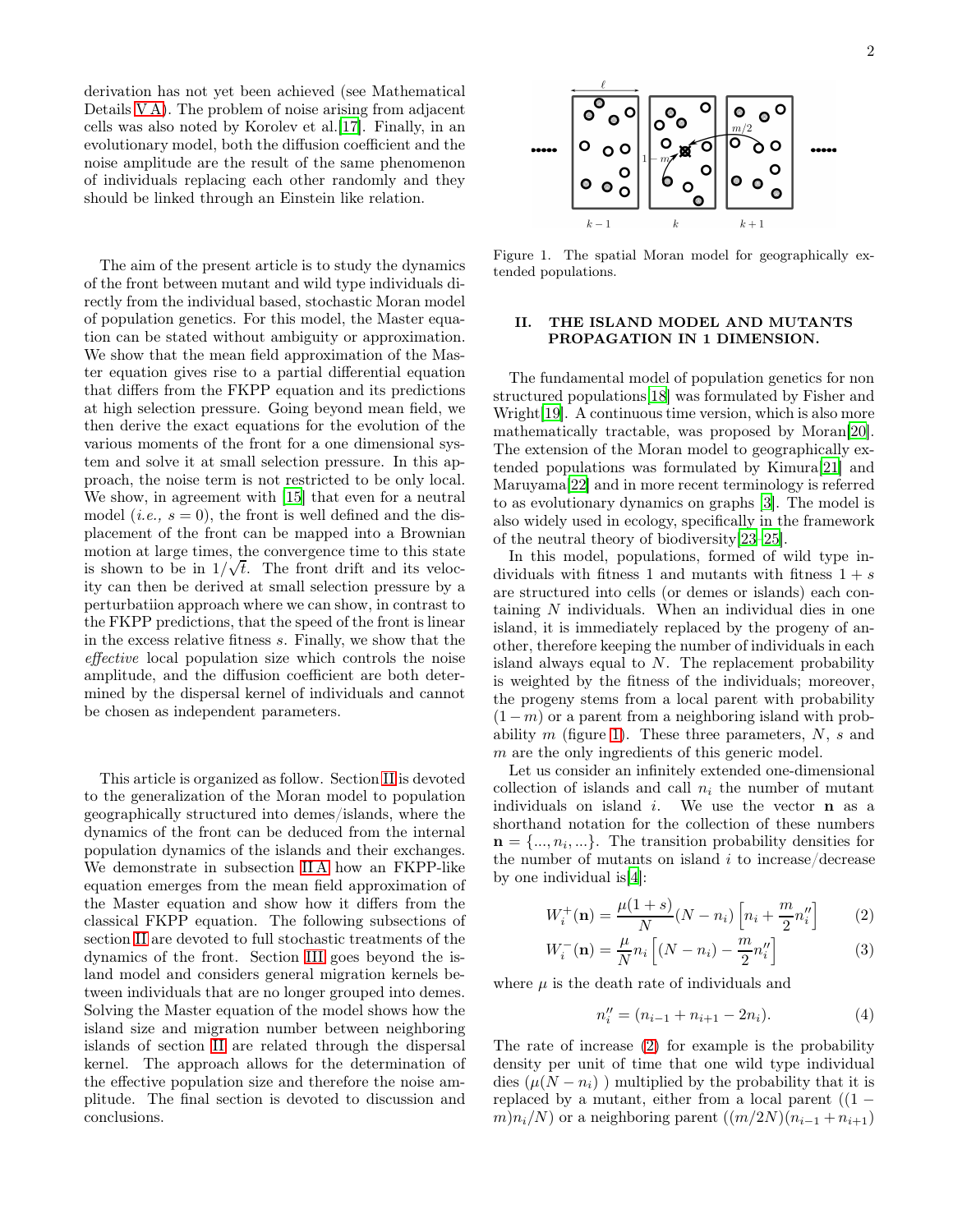derivation has not yet been achieved (see Mathematical Details V A). The problem of noise arising from adjacent cells was also noted by Korolev et al.[17]. Finally, in an evolutionary model, both the diffusion coefficient and the noise amplitude are the result of the same phenomenon of individuals replacing each other randomly and they should be linked through an Einstein like relation.

The aim of the present article is to study the dynamics of the front between mutant and wild type individuals directly from the individual based, stochastic Moran model of population genetics. For this model, the Master equation can be stated without ambiguity or approximation. We show that the mean field approximation of the Master equation gives rise to a partial differential equation that differs from the FKPP equation and its predictions at high selection pressure. Going beyond mean field, we then derive the exact equations for the evolution of the various moments of the front for a one dimensional system and solve it at small selection pressure. In this approach, the noise term is not restricted to be only local. We show, in agreement with [15] that even for a neutral model (*i.e.,* $s = 0$), the front is well defined and the displacement of the front can be mapped into a Brownian motion at large times, the convergence time to this state is shown to be in $1/\sqrt{t}$. The front drift and its velocity can then be derived at small selection pressure by a perturbatiion approach where we can show, in contrast to the FKPP predictions, that the speed of the front is linear in the excess relative fitness $s$. Finally, we show that the *effective* local population size which controls the noise amplitude, and the diffusion coefficient are both determined by the dispersal kernel of individuals and cannot be chosen as independent parameters.

This article is organized as follow. Section II is devoted to the generalization of the Moran model to population geographically structured into demes/islands, where the dynamics of the front can be deduced from the internal population dynamics of the islands and their exchanges. We demonstrate in subsection II A how an FKPP-like equation emerges from the mean field approximation of the Master equation and show how it differs from the classical FKPP equation. The following subsections of section II are devoted to full stochastic treatments of the dynamics of the front. Section III goes beyond the island model and considers general migration kernels between individuals that are no longer grouped into demes. Solving the Master equation of the model shows how the island size and migration number between neighboring islands of section II are related through the dispersal kernel. The approach allows for the determination of the effective population size and therefore the noise amplitude. The final section is devoted to discussion and conclusions.

Figure 1. The spatial Moran model for geographically extended populations.

## II. THE ISLAND MODEL AND MUTANTS PROPAGATION IN 1 DIMENSION.

The fundamental model of population genetics for non structured populations[18] was formulated by Fisher and Wright[19]. A continuous time version, which is also more mathematically tractable, was proposed by Moran[20]. The extension of the Moran model to geographically extended populations was formulated by Kimura[21] and Maruyama[22] and in more recent terminology is referred to as evolutionary dynamics on graphs [3]. The model is also widely used in ecology, specifically in the framework of the neutral theory of biodiversity[23–25].

In this model, populations, formed of wild type individuals with fitness 1 and mutants with fitness $1 + s$ are structured into cells (or demes or islands) each containing $N$ individuals. When an individual dies in one island, it is immediately replaced by the progeny of another, therefore keeping the number of individuals in each island always equal to $N$. The replacement probability is weighted by the fitness of the individuals; moreover, the progeny stems from a local parent with probability $(1 - m)$ or a parent from a neighboring island with probability $m$ (figure 1). These three parameters, $N$, $s$ and $m$ are the only ingredients of this generic model.

Let us consider an infinitely extended one-dimensional collection of islands and call $n_i$ the number of mutant individuals on island $i$. We use the vector $\mathbf{n}$ as a shorthand notation for the collection of these numbers $\mathbf{n} = \{..., n_i, ...\}$. The transition probability densities for the number of mutants on island $i$ to increase/decrease by one individual is[4]:

$$W_i^+(\mathbf{n}) = \frac{\mu(1+s)}{N}(N - n_i)\left[n_i + \frac{m}{2}n_i''\right] \quad (2)$$

$$W_i^-(\mathbf{n}) = \frac{\mu}{N}n_i\left[(N - n_i) - \frac{m}{2}n_i''\right] \quad (3)$$

where $\mu$ is the death rate of individuals and

$$n_i'' = (n_{i-1} + n_{i+1} - 2n_i). \quad (4)$$

The rate of increase (2) for example is the probability density per unit of time that one wild type individual dies ($\mu(N - n_i)$ ) multiplied by the probability that it is replaced by a mutant, either from a local parent ($(1 - m)n_i/N$) or a neighboring parent ($(m/2N)(n_{i-1} + n_{i+1})$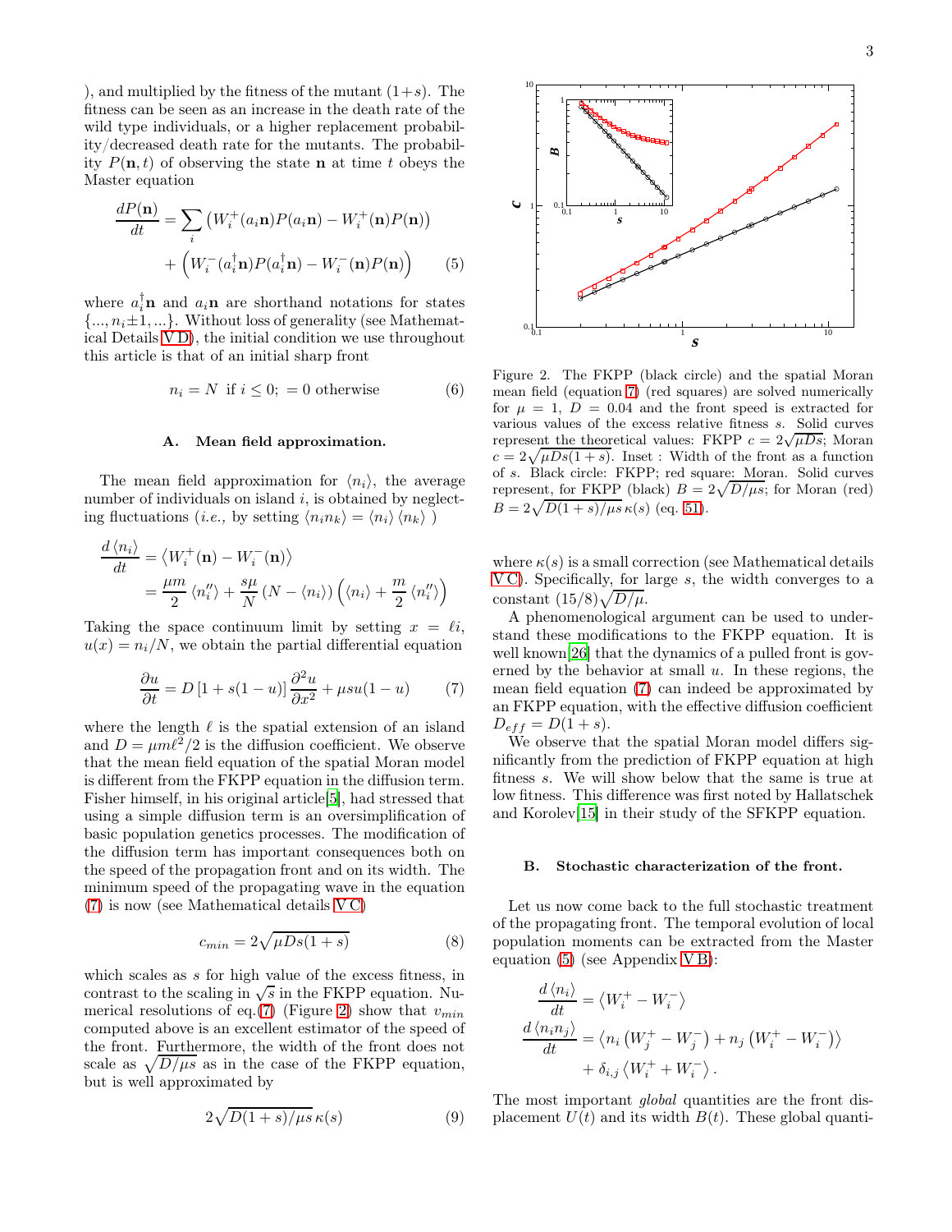), and multiplied by the fitness of the mutant $(1+s)$. The fitness can be seen as an increase in the death rate of the wild type individuals, or a higher replacement probability/decreased death rate for the mutants. The probability $P(\mathbf{n},t)$ of observing the state $\mathbf{n}$ at time $t$ obeys the Master equation

$$\frac{dP(\mathbf{n})}{dt} = \sum_i \left(W_i^+(a_i\mathbf{n})P(a_i\mathbf{n}) - W_i^+(\mathbf{n})P(\mathbf{n})\right) + \left(W_i^-(a_i^\dagger\mathbf{n})P(a_i^\dagger\mathbf{n}) - W_i^-(\mathbf{n})P(\mathbf{n})\right) \quad (5)$$

where $a_i^\dagger\mathbf{n}$ and $a_i\mathbf{n}$ are shorthand notations for states $\{..., n_i \pm 1, ...\}$. Without loss of generality (see Mathematical Details V D), the initial condition we use throughout this article is that of an initial sharp front

$$n_i = N \text{ if } i \leq 0; \; = 0 \text{ otherwise} \quad (6)$$

### A. Mean field approximation.

The mean field approximation for $\langle n_i \rangle$, the average number of individuals on island $i$, is obtained by neglecting fluctuations (*i.e.,* by setting $\langle n_i n_k \rangle = \langle n_i \rangle \langle n_k \rangle$ )

$$\begin{aligned} \frac{d\langle n_i \rangle}{dt} &= \left\langle W_i^+(\mathbf{n}) - W_i^-(\mathbf{n}) \right\rangle \\ &= \frac{\mu m}{2}\langle n_i'' \rangle + \frac{s\mu}{N}\left(N - \langle n_i \rangle\right)\left(\langle n_i \rangle + \frac{m}{2}\langle n_i'' \rangle\right) \end{aligned}$$

Taking the space continuum limit by setting $x = \ell i$, $u(x) = n_i/N$, we obtain the partial differential equation

$$\frac{\partial u}{\partial t} = D\left[1 + s(1-u)\right]\frac{\partial^2 u}{\partial x^2} + \mu s u(1-u) \quad (7)$$

where the length $\ell$ is the spatial extension of an island and $D = \mu m \ell^2/2$ is the diffusion coefficient. We observe that the mean field equation of the spatial Moran model is different from the FKPP equation in the diffusion term. Fisher himself, in his original article[5], had stressed that using a simple diffusion term is an oversimplification of basic population genetics processes. The modification of the diffusion term has important consequences both on the speed of the propagation front and on its width. The minimum speed of the propagating wave in the equation (7) is now (see Mathematical details V C)

$$c_{min} = 2\sqrt{\mu D s(1+s)} \quad (8)$$

which scales as $s$ for high value of the excess fitness, in contrast to the scaling in $\sqrt{s}$ in the FKPP equation. Numerical resolutions of eq.(7) (Figure 2) show that $v_{min}$ computed above is an excellent estimator of the speed of the front. Furthermore, the width of the front does not scale as $\sqrt{D/\mu s}$ as in the case of the FKPP equation, but is well approximated by

$$2\sqrt{D(1+s)/\mu s}\,\kappa(s) \quad (9)$$

Figure 2. The FKPP (black circle) and the spatial Moran mean field (equation 7) (red squares) are solved numerically for $\mu = 1$, $D = 0.04$ and the front speed is extracted for various values of the excess relative fitness $s$. Solid curves represent the theoretical values: FKPP $c = 2\sqrt{\mu D s}$; Moran $c = 2\sqrt{\mu D s(1+s)}$. Inset : Width of the front as a function of $s$. Black circle: FKPP; red square: Moran. Solid curves represent, for FKPP (black) $B = 2\sqrt{D/\mu s}$; for Moran (red) $B = 2\sqrt{D(1+s)/\mu s}\,\kappa(s)$ (eq. 51).

where $\kappa(s)$ is a small correction (see Mathematical details V C). Specifically, for large $s$, the width converges to a constant $(15/8)\sqrt{D/\mu}$.

A phenomenological argument can be used to understand these modifications to the FKPP equation. It is well known[26] that the dynamics of a pulled front is governed by the behavior at small $u$. In these regions, the mean field equation (7) can indeed be approximated by an FKPP equation, with the effective diffusion coefficient $D_{eff} = D(1+s)$.

We observe that the spatial Moran model differs significantly from the prediction of FKPP equation at high fitness $s$. We will show below that the same is true at low fitness. This difference was first noted by Hallatschek and Korolev[15] in their study of the SFKPP equation.

### B. Stochastic characterization of the front.

Let us now come back to the full stochastic treatment of the propagating front. The temporal evolution of local population moments can be extracted from the Master equation (5) (see Appendix V B):

$$\begin{aligned} \frac{d\langle n_i \rangle}{dt} &= \left\langle W_i^+ - W_i^- \right\rangle \\ \frac{d\langle n_i n_j \rangle}{dt} &= \left\langle n_i\left(W_j^+ - W_j^-\right) + n_j\left(W_i^+ - W_i^-\right)\right\rangle \\ &\quad + \delta_{i,j}\left\langle W_i^+ + W_i^- \right\rangle. \end{aligned}$$

The most important *global* quantities are the front displacement $U(t)$ and its width $B(t)$. These global quanti-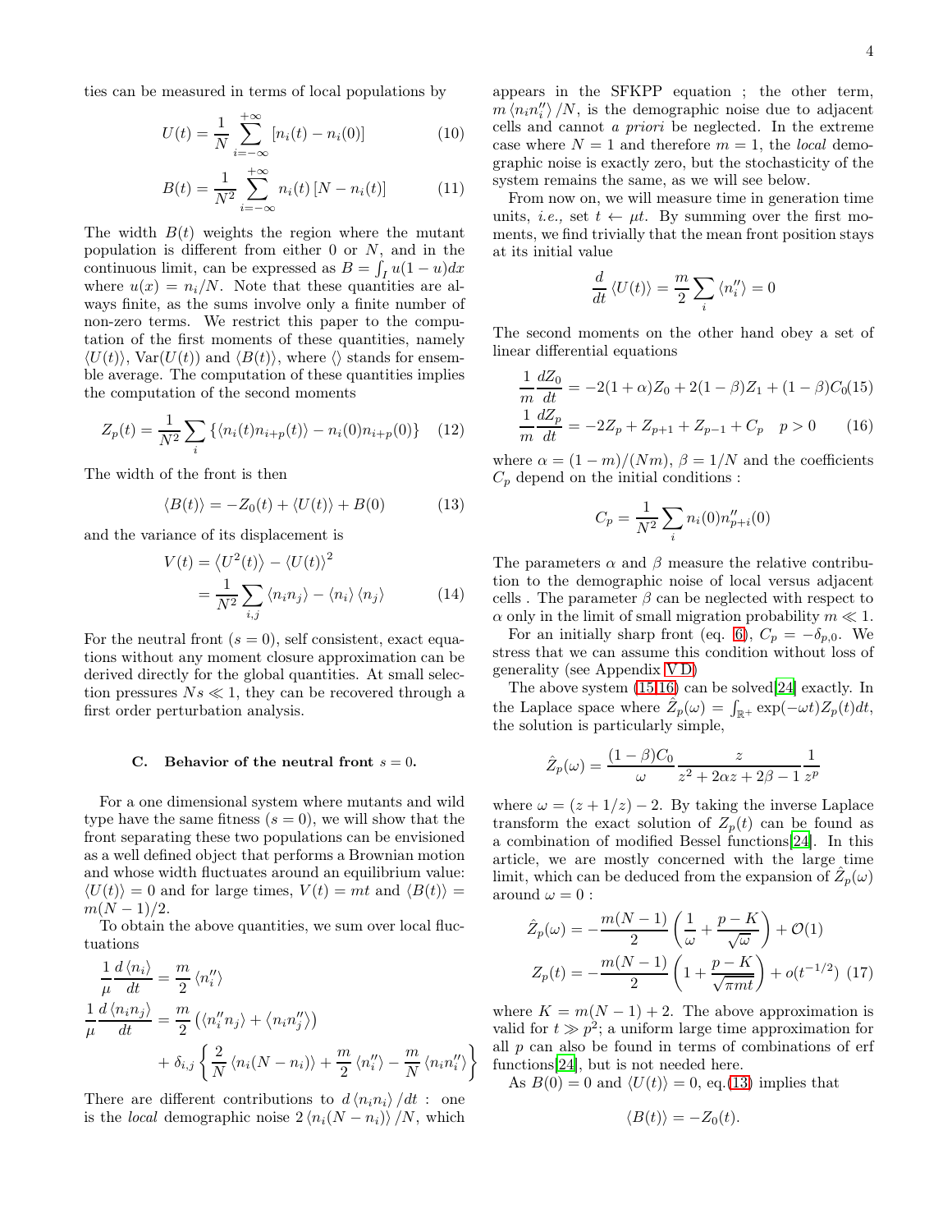ties can be measured in terms of local populations by

$$U(t) = \frac{1}{N}\sum_{i=-\infty}^{+\infty}\left[n_i(t) - n_i(0)\right] \tag{10}$$

$$B(t) = \frac{1}{N^2}\sum_{i=-\infty}^{+\infty} n_i(t)\left[N - n_i(t)\right] \tag{11}$$

The width $B(t)$ weights the region where the mutant population is different from either 0 or $N$, and in the continuous limit, can be expressed as $B = \int_I u(1-u)dx$ where $u(x) = n_i/N$. Note that these quantities are always finite, as the sums involve only a finite number of non-zero terms. We restrict this paper to the computation of the first moments of these quantities, namely $\langle U(t)\rangle$, $\mathrm{Var}(U(t))$ and $\langle B(t)\rangle$, where $\langle\rangle$ stands for ensemble average. The computation of these quantities implies the computation of the second moments

$$Z_p(t) = \frac{1}{N^2}\sum_i\left\{\langle n_i(t)n_{i+p}(t)\rangle - n_i(0)n_{i+p}(0)\right\} \tag{12}$$

The width of the front is then

$$\langle B(t)\rangle = -Z_0(t) + \langle U(t)\rangle + B(0) \tag{13}$$

and the variance of its displacement is

$$\begin{aligned} V(t) &= \left\langle U^2(t)\right\rangle - \langle U(t)\rangle^2 \\ &= \frac{1}{N^2}\sum_{i,j}\langle n_i n_j\rangle - \langle n_i\rangle\langle n_j\rangle \end{aligned} \tag{14}$$

For the neutral front ($s = 0$), self consistent, exact equations without any moment closure approximation can be derived directly for the global quantities. At small selection pressures $Ns \ll 1$, they can be recovered through a first order perturbation analysis.

### C. Behavior of the neutral front $s = 0$.

For a one dimensional system where mutants and wild type have the same fitness ($s = 0$), we will show that the front separating these two populations can be envisioned as a well defined object that performs a Brownian motion and whose width fluctuates around an equilibrium value: $\langle U(t)\rangle = 0$ and for large times, $V(t) = mt$ and $\langle B(t)\rangle = m(N-1)/2$.

To obtain the above quantities, we sum over local fluctuations

$$\frac{1}{\mu}\frac{d\langle n_i\rangle}{dt} = \frac{m}{2}\langle n_i''\rangle$$

$$\begin{aligned}\frac{1}{\mu}\frac{d\langle n_i n_j\rangle}{dt} &= \frac{m}{2}\left(\langle n_i'' n_j\rangle + \langle n_i n_j''\rangle\right) \\ &+ \delta_{i,j}\left\{\frac{2}{N}\langle n_i(N-n_i)\rangle + \frac{m}{2}\langle n_i''\rangle - \frac{m}{N}\langle n_i n_i''\rangle\right\}\end{aligned}$$

There are different contributions to $d\langle n_i n_i\rangle/dt$ : one is the *local* demographic noise $2\langle n_i(N-n_i)\rangle/N$, which appears in the SFKPP equation ; the other term, $m\langle n_i n_i''\rangle/N$, is the demographic noise due to adjacent cells and cannot *a priori* be neglected. In the extreme case where $N = 1$ and therefore $m = 1$, the *local* demographic noise is exactly zero, but the stochasticity of the system remains the same, as we will see below.

From now on, we will measure time in generation time units, *i.e.,* set $t \leftarrow \mu t$. By summing over the first moments, we find trivially that the mean front position stays at its initial value

$$\frac{d}{dt}\langle U(t)\rangle = \frac{m}{2}\sum_i\langle n_i''\rangle = 0$$

The second moments on the other hand obey a set of linear differential equations

$$\frac{1}{m}\frac{dZ_0}{dt} = -2(1+\alpha)Z_0 + 2(1-\beta)Z_1 + (1-\beta)C_0 \tag{15}$$

$$\frac{1}{m}\frac{dZ_p}{dt} = -2Z_p + Z_{p+1} + Z_{p-1} + C_p \quad p > 0 \tag{16}$$

where $\alpha = (1-m)/(Nm)$, $\beta = 1/N$ and the coefficients $C_p$ depend on the initial conditions :

$$C_p = \frac{1}{N^2}\sum_i n_i(0)n_{p+i}''(0)$$

The parameters $\alpha$ and $\beta$ measure the relative contribution to the demographic noise of local versus adjacent cells . The parameter $\beta$ can be neglected with respect to $\alpha$ only in the limit of small migration probability $m \ll 1$.

For an initially sharp front (eq. 6), $C_p = -\delta_{p,0}$. We stress that we can assume this condition without loss of generality (see Appendix V D)

The above system (15,16) can be solved[24] exactly. In the Laplace space where $\hat{Z}_p(\omega) = \int_{\mathbb{R}^+}\exp(-\omega t)Z_p(t)dt$, the solution is particularly simple,

$$\hat{Z}_p(\omega) = \frac{(1-\beta)C_0}{\omega}\frac{z}{z^2 + 2\alpha z + 2\beta - 1}\frac{1}{z^p}$$

where $\omega = (z + 1/z) - 2$. By taking the inverse Laplace transform the exact solution of $Z_p(t)$ can be found as a combination of modified Bessel functions[24]. In this article, we are mostly concerned with the large time limit, which can be deduced from the expansion of $\hat{Z}_p(\omega)$ around $\omega = 0$ :

$$\hat{Z}_p(\omega) = -\frac{m(N-1)}{2}\left(\frac{1}{\omega} + \frac{p-K}{\sqrt{\omega}}\right) + \mathcal{O}(1)$$

$$Z_p(t) = -\frac{m(N-1)}{2}\left(1 + \frac{p-K}{\sqrt{\pi m t}}\right) + o(t^{-1/2}) \tag{17}$$

where $K = m(N-1) + 2$. The above approximation is valid for $t \gg p^2$; a uniform large time approximation for all $p$ can also be found in terms of combinations of erf functions[24], but is not needed here.

As $B(0) = 0$ and $\langle U(t)\rangle = 0$, eq.(13) implies that

$$\langle B(t)\rangle = -Z_0(t).$$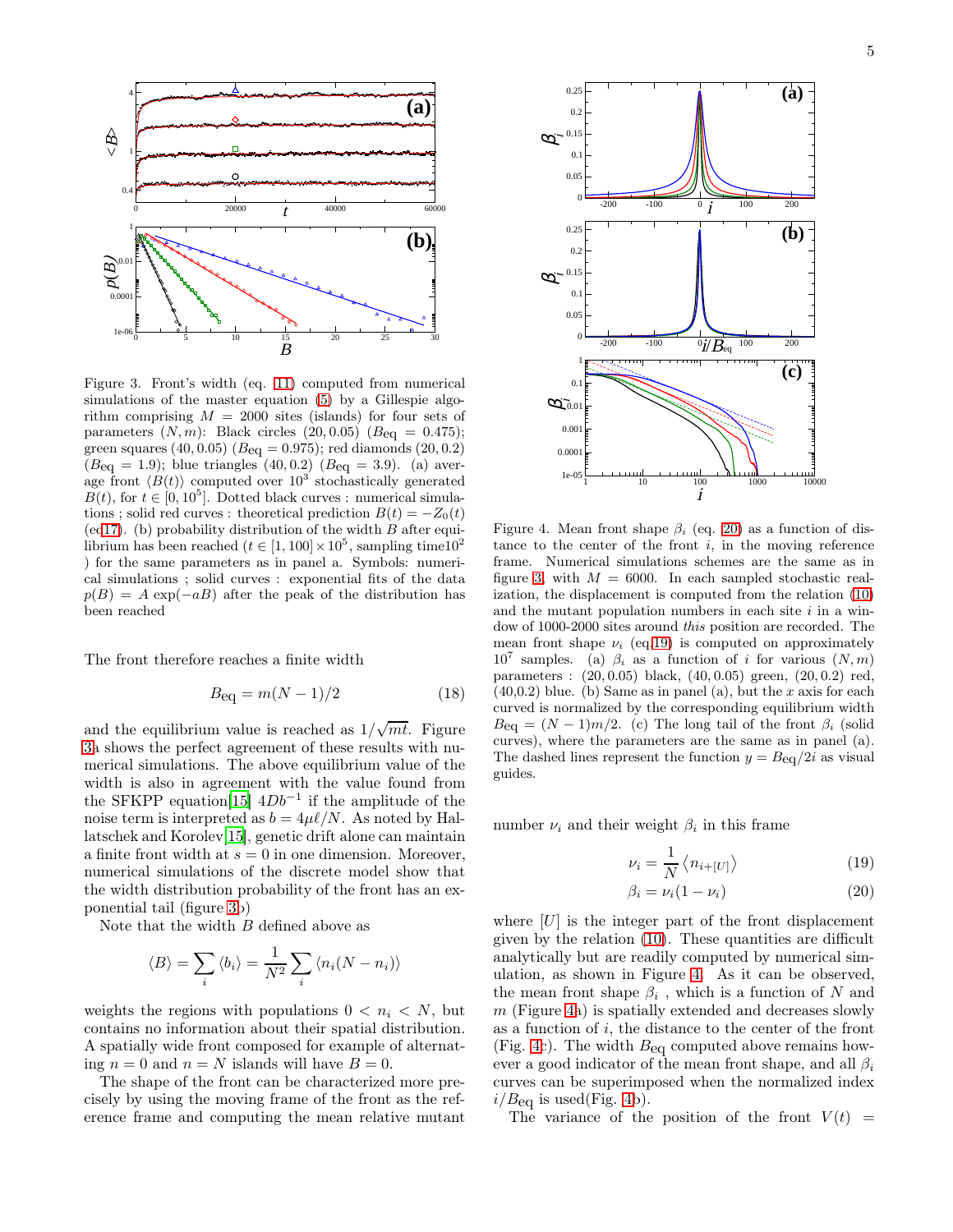Figure 3. Front's width (eq. 11) computed from numerical simulations of the master equation (5) by a Gillespie algorithm comprising $M = 2000$ sites (islands) for four sets of parameters $(N, m)$: Black circles $(20, 0.05)$ ($B_{\rm eq} = 0.475$); green squares $(40, 0.05)$ ($B_{\rm eq} = 0.975$); red diamonds $(20, 0.2)$ ($B_{\rm eq} = 1.9$); blue triangles $(40, 0.2)$ ($B_{\rm eq} = 3.9$). (a) average front $\langle B(t) \rangle$ computed over $10^3$ stochastically generated $B(t)$, for $t \in [0, 10^5]$. Dotted black curves : numerical simulations ; solid red curves : theoretical prediction $B(t) = -Z_0(t)$ (eq17). (b) probability distribution of the width $B$ after equilibrium has been reached ($t \in [1, 100] \times 10^5$, sampling time$10^2$ ) for the same parameters as in panel a. Symbols: numerical simulations ; solid curves : exponential fits of the data $p(B) = A \exp(-aB)$ after the peak of the distribution has been reached

The front therefore reaches a finite width

$$B_{\rm eq} = m(N-1)/2 \tag{18}$$

and the equilibrium value is reached as $1/\sqrt{mt}$. Figure 3a shows the perfect agreement of these results with numerical simulations. The above equilibrium value of the width is also in agreement with the value found from the SFKPP equation[15] $4Db^{-1}$ if the amplitude of the noise term is interpreted as $b = 4\mu\ell/N$. As noted by Hallatschek and Korolev[15], genetic drift alone can maintain a finite front width at $s = 0$ in one dimension. Moreover, numerical simulations of the discrete model show that the width distribution probability of the front has an exponential tail (figure 3b)

Note that the width $B$ defined above as

$$\langle B \rangle = \sum_i \langle b_i \rangle = \frac{1}{N^2} \sum_i \langle n_i (N - n_i) \rangle$$

weights the regions with populations $0 < n_i < N$, but contains no information about their spatial distribution. A spatially wide front composed for example of alternating $n = 0$ and $n = N$ islands will have $B = 0$.

The shape of the front can be characterized more precisely by using the moving frame of the front as the reference frame and computing the mean relative mutant number $\nu_i$ and their weight $\beta_i$ in this frame

$$\nu_i = \frac{1}{N} \langle n_{i+[U]} \rangle \tag{19}$$

$$\beta_i = \nu_i (1 - \nu_i) \tag{20}$$

Figure 4. Mean front shape $\beta_i$ (eq. 20) as a function of distance to the center of the front $i$, in the moving reference frame. Numerical simulations schemes are the same as in figure 3, with $M = 6000$. In each sampled stochastic realization, the displacement is computed from the relation (10) and the mutant population numbers in each site $i$ in a window of 1000-2000 sites around *this* position are recorded. The mean front shape $\nu_i$ (eq.19) is computed on approximately $10^7$ samples. (a) $\beta_i$ as a function of $i$ for various $(N, m)$ parameters : $(20, 0.05)$ black, $(40, 0.05)$ green, $(20, 0.2)$ red, $(40,0.2)$ blue. (b) Same as in panel (a), but the $x$ axis for each curved is normalized by the corresponding equilibrium width $B_{\rm eq} = (N-1)m/2$. (c) The long tail of the front $\beta_i$ (solid curves), where the parameters are the same as in panel (a). The dashed lines represent the function $y = B_{\rm eq}/2i$ as visual guides.

where $[U]$ is the integer part of the front displacement given by the relation (10). These quantities are difficult analytically but are readily computed by numerical simulation, as shown in Figure 4. As it can be observed, the mean front shape $\beta_i$ , which is a function of $N$ and $m$ (Figure 4a) is spatially extended and decreases slowly as a function of $i$, the distance to the center of the front (Fig. 4c). The width $B_{\rm eq}$ computed above remains however a good indicator of the mean front shape, and all $\beta_i$ curves can be superimposed when the normalized index $i/B_{\rm eq}$ is used(Fig. 4b).

The variance of the position of the front $V(t) =$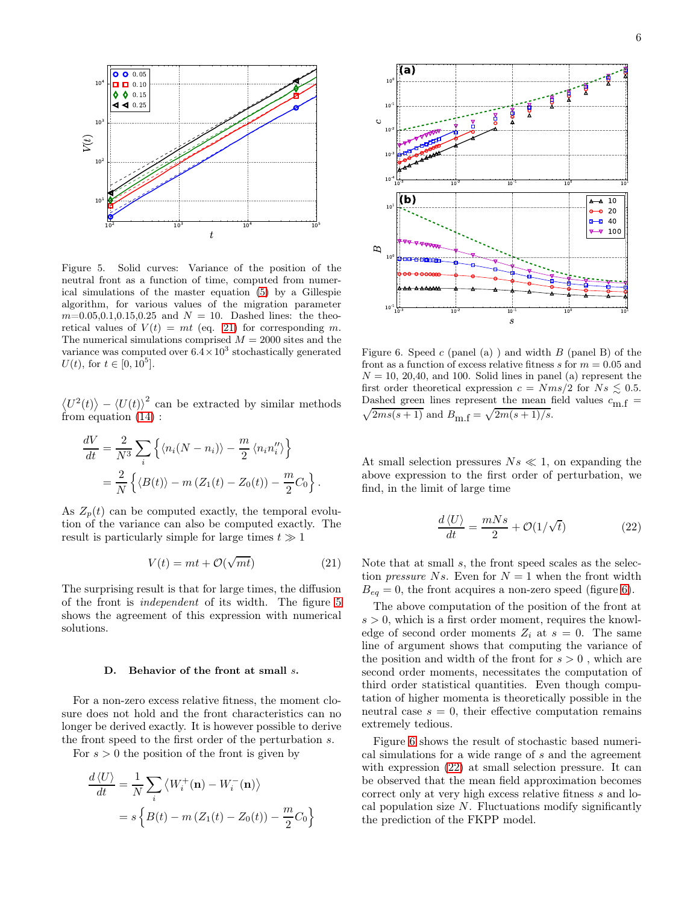Figure 5. Solid curves: Variance of the position of the neutral front as a function of time, computed from numerical simulations of the master equation (5) by a Gillespie algorithm, for various values of the migration parameter $m$=0.05,0.1,0.15,0.25 and $N = 10$. Dashed lines: the theoretical values of $V(t) = mt$ (eq. 21) for corresponding $m$. The numerical simulations comprised $M = 2000$ sites and the variance was computed over $6.4 \times 10^3$ stochastically generated $U(t)$, for $t \in [0, 10^5]$.

$\langle U^2(t)\rangle - \langle U(t)\rangle^2$ can be extracted by similar methods from equation (14) :

$$
\begin{aligned}
\frac{dV}{dt} &= \frac{2}{N^3}\sum_i \left\{ \langle n_i(N-n_i)\rangle - \frac{m}{2}\langle n_i n_i''\rangle \right\} \\
&= \frac{2}{N}\left\{ \langle B(t)\rangle - m\left(Z_1(t) - Z_0(t)\right) - \frac{m}{2}C_0 \right\}.
\end{aligned}
$$

As $Z_p(t)$ can be computed exactly, the temporal evolution of the variance can also be computed exactly. The result is particularly simple for large times $t \gg 1$

$$
V(t) = mt + \mathcal{O}(\sqrt{mt}) \tag{21}
$$

The surprising result is that for large times, the diffusion of the front is *independent* of its width. The figure 5 shows the agreement of this expression with numerical solutions.

### D. Behavior of the front at small $s$.

For a non-zero excess relative fitness, the moment closure does not hold and the front characteristics can no longer be derived exactly. It is however possible to derive the front speed to the first order of the perturbation $s$.

For $s > 0$ the position of the front is given by

$$
\begin{aligned}
\frac{d\langle U\rangle}{dt} &= \frac{1}{N}\sum_i \langle W_i^+(\mathbf{n}) - W_i^-(\mathbf{n})\rangle \\
&= s\left\{ B(t) - m\left(Z_1(t) - Z_0(t)\right) - \frac{m}{2}C_0 \right\}
\end{aligned}
$$

Figure 6. Speed $c$ (panel (a) ) and width $B$ (panel B) of the front as a function of excess relative fitness $s$ for $m = 0.05$ and $N = 10$, 20,40, and 100. Solid lines in panel (a) represent the first order theoretical expression $c = Nms/2$ for $Ns \lesssim 0.5$. Dashed green lines represent the mean field values $c_{\text{m.f}} = \sqrt{2ms(s+1)}$ and $B_{\text{m.f}} = \sqrt{2m(s+1)/s}$.

At small selection pressures $Ns \ll 1$, on expanding the above expression to the first order of perturbation, we find, in the limit of large time

$$
\frac{d\langle U\rangle}{dt} = \frac{mNs}{2} + \mathcal{O}(1/\sqrt{t}) \tag{22}
$$

Note that at small $s$, the front speed scales as the selection *pressure* $Ns$. Even for $N = 1$ when the front width $B_{eq} = 0$, the front acquires a non-zero speed (figure 6).

The above computation of the position of the front at $s > 0$, which is a first order moment, requires the knowledge of second order moments $Z_i$ at $s = 0$. The same line of argument shows that computing the variance of the position and width of the front for $s > 0$ , which are second order moments, necessitates the computation of third order statistical quantities. Even though computation of higher momenta is theoretically possible in the neutral case $s = 0$, their effective computation remains extremely tedious.

Figure 6 shows the result of stochastic based numerical simulations for a wide range of $s$ and the agreement with expression (22) at small selection pressure. It can be observed that the mean field approximation becomes correct only at very high excess relative fitness $s$ and local population size $N$. Fluctuations modify significantly the prediction of the FKPP model.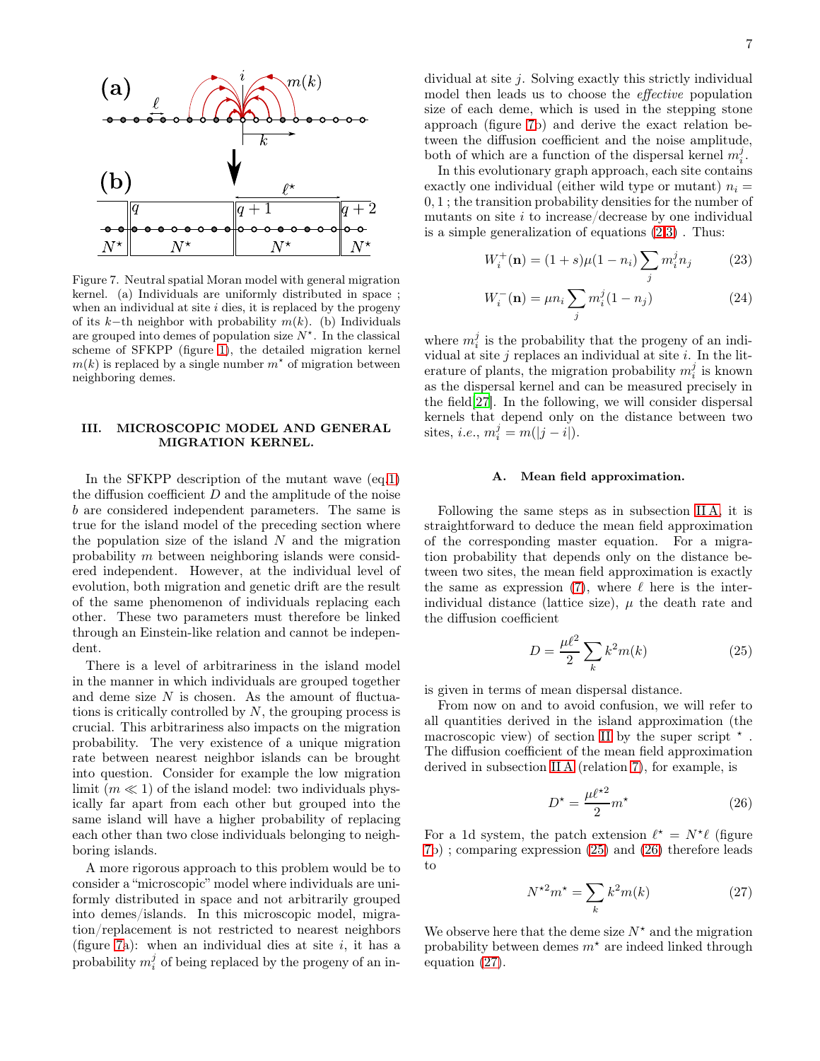Figure 7. Neutral spatial Moran model with general migration kernel. (a) Individuals are uniformly distributed in space ; when an individual at site $i$ dies, it is replaced by the progeny of its $k$−th neighbor with probability $m(k)$. (b) Individuals are grouped into demes of population size $N^\star$. In the classical scheme of SFKPP (figure 1), the detailed migration kernel $m(k)$ is replaced by a single number $m^\star$ of migration between neighboring demes.

## III. MICROSCOPIC MODEL AND GENERAL MIGRATION KERNEL.

In the SFKPP description of the mutant wave (eq.1) the diffusion coefficient $D$ and the amplitude of the noise $b$ are considered independent parameters. The same is true for the island model of the preceding section where the population size of the island $N$ and the migration probability $m$ between neighboring islands were considered independent. However, at the individual level of evolution, both migration and genetic drift are the result of the same phenomenon of individuals replacing each other. These two parameters must therefore be linked through an Einstein-like relation and cannot be independent.

There is a level of arbitrariness in the island model in the manner in which individuals are grouped together and deme size $N$ is chosen. As the amount of fluctuations is critically controlled by $N$, the grouping process is crucial. This arbitrariness also impacts on the migration probability. The very existence of a unique migration rate between nearest neighbor islands can be brought into question. Consider for example the low migration limit ($m \ll 1$) of the island model: two individuals physically far apart from each other but grouped into the same island will have a higher probability of replacing each other than two close individuals belonging to neighboring islands.

A more rigorous approach to this problem would be to consider a "microscopic" model where individuals are uniformly distributed in space and not arbitrarily grouped into demes/islands. In this microscopic model, migration/replacement is not restricted to nearest neighbors (figure 7a): when an individual dies at site $i$, it has a probability $m_i^j$ of being replaced by the progeny of an individual at site $j$. Solving exactly this strictly individual model then leads us to choose the *effective* population size of each deme, which is used in the stepping stone approach (figure 7b) and derive the exact relation between the diffusion coefficient and the noise amplitude, both of which are a function of the dispersal kernel $m_i^j$.

In this evolutionary graph approach, each site contains exactly one individual (either wild type or mutant) $n_i = 0, 1$ ; the transition probability densities for the number of mutants on site $i$ to increase/decrease by one individual is a simple generalization of equations (2,3) . Thus:

$$W_i^+(\mathbf{n}) = (1+s)\mu(1-n_i)\sum_j m_i^j n_j \tag{23}$$

$$W_i^-(\mathbf{n}) = \mu n_i \sum_j m_i^j (1-n_j) \tag{24}$$

where $m_i^j$ is the probability that the progeny of an individual at site $j$ replaces an individual at site $i$. In the literature of plants, the migration probability $m_i^j$ is known as the dispersal kernel and can be measured precisely in the field[27]. In the following, we will consider dispersal kernels that depend only on the distance between two sites, *i.e.*, $m_i^j = m(|j-i|)$.

### A. Mean field approximation.

Following the same steps as in subsection II A, it is straightforward to deduce the mean field approximation of the corresponding master equation. For a migration probability that depends only on the distance between two sites, the mean field approximation is exactly the same as expression (7), where $\ell$ here is the inter-individual distance (lattice size), $\mu$ the death rate and the diffusion coefficient

$$D = \frac{\mu\ell^2}{2}\sum_k k^2 m(k) \tag{25}$$

is given in terms of mean dispersal distance.

From now on and to avoid confusion, we will refer to all quantities derived in the island approximation (the macroscopic view) of section II by the super script $^\star$ . The diffusion coefficient of the mean field approximation derived in subsection II A (relation 7), for example, is

$$D^\star = \frac{\mu\ell^{\star 2}}{2} m^\star \tag{26}$$

For a 1d system, the patch extension $\ell^\star = N^\star \ell$ (figure 7b) ; comparing expression (25) and (26) therefore leads to

$$N^{\star 2} m^\star = \sum_k k^2 m(k) \tag{27}$$

We observe here that the deme size $N^\star$ and the migration probability between demes $m^\star$ are indeed linked through equation (27).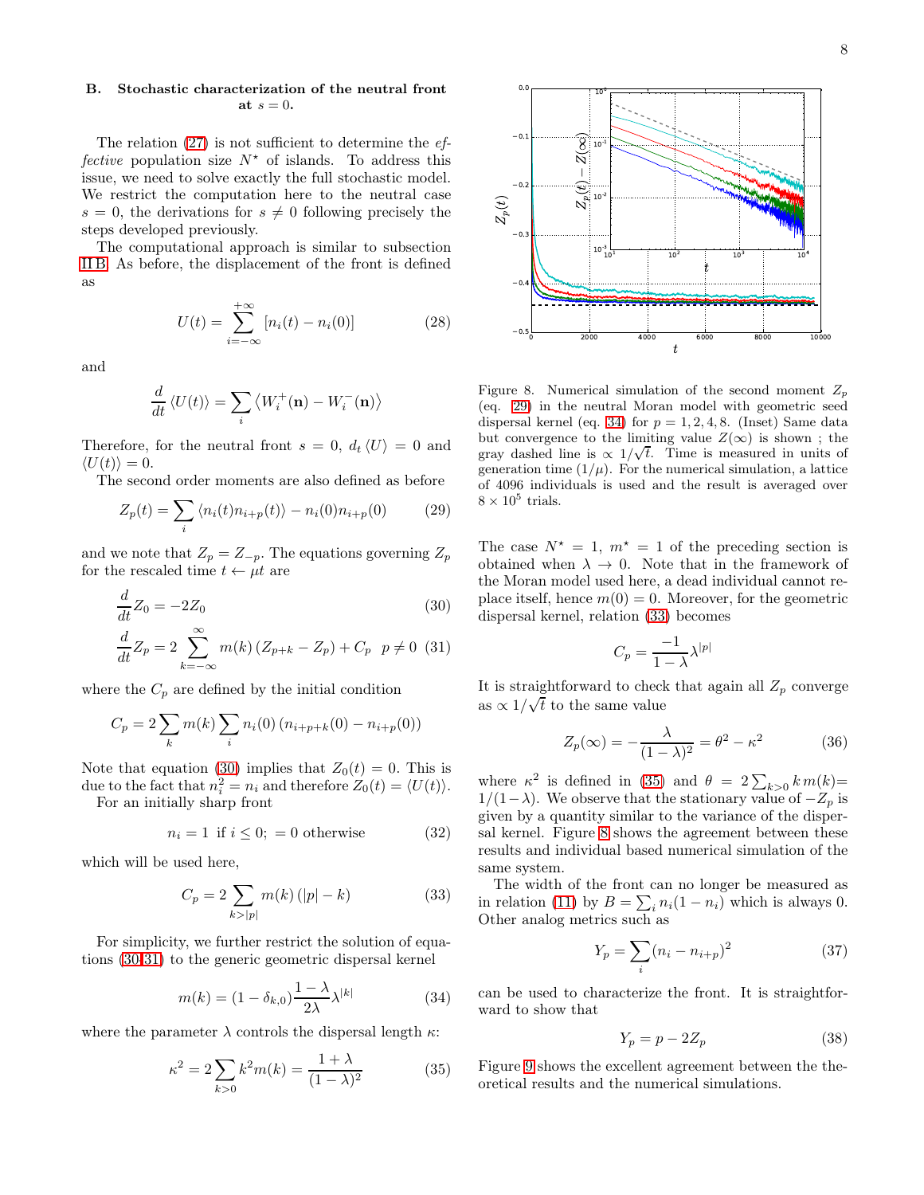## B. Stochastic characterization of the neutral front at $s = 0$.

The relation (27) is not sufficient to determine the *effective* population size $N^\star$ of islands. To address this issue, we need to solve exactly the full stochastic model. We restrict the computation here to the neutral case $s = 0$, the derivations for $s \neq 0$ following precisely the steps developed previously.

The computational approach is similar to subsection II B. As before, the displacement of the front is defined as

$$U(t) = \sum_{i=-\infty}^{+\infty} [n_i(t) - n_i(0)] \quad (28)$$

and

$$\frac{d}{dt}\langle U(t)\rangle = \sum_i \left\langle W_i^+(\mathbf{n}) - W_i^-(\mathbf{n})\right\rangle$$

Therefore, for the neutral front $s = 0$, $d_t\langle U\rangle = 0$ and $\langle U(t)\rangle = 0$.

The second order moments are also defined as before

$$Z_p(t) = \sum_i \langle n_i(t)n_{i+p}(t)\rangle - n_i(0)n_{i+p}(0) \quad (29)$$

and we note that $Z_p = Z_{-p}$. The equations governing $Z_p$ for the rescaled time $t \leftarrow \mu t$ are

$$\frac{d}{dt}Z_0 = -2Z_0 \quad (30)$$

$$\frac{d}{dt}Z_p = 2\sum_{k=-\infty}^{\infty} m(k)\left(Z_{p+k} - Z_p\right) + C_p \quad p \neq 0 \quad (31)$$

where the $C_p$ are defined by the initial condition

$$C_p = 2\sum_k m(k)\sum_i n_i(0)\left(n_{i+p+k}(0) - n_{i+p}(0)\right)$$

Note that equation (30) implies that $Z_0(t) = 0$. This is due to the fact that $n_i^2 = n_i$ and therefore $Z_0(t) = \langle U(t)\rangle$.

For an initially sharp front

$$n_i = 1 \text{ if } i \leq 0; \; = 0 \text{ otherwise} \quad (32)$$

which will be used here,

$$C_p = 2\sum_{k>|p|} m(k)\left(|p| - k\right) \quad (33)$$

For simplicity, we further restrict the solution of equations (30,31) to the generic geometric dispersal kernel

$$m(k) = (1 - \delta_{k,0})\frac{1-\lambda}{2\lambda}\lambda^{|k|} \quad (34)$$

where the parameter $\lambda$ controls the dispersal length $\kappa$:

$$\kappa^2 = 2\sum_{k>0} k^2 m(k) = \frac{1+\lambda}{(1-\lambda)^2} \quad (35)$$

Figure 8. Numerical simulation of the second moment $Z_p$ (eq. 29) in the neutral Moran model with geometric seed dispersal kernel (eq. 34) for $p = 1, 2, 4, 8$. (Inset) Same data but convergence to the limiting value $Z(\infty)$ is shown ; the gray dashed line is $\propto 1/\sqrt{t}$. Time is measured in units of generation time ($1/\mu$). For the numerical simulation, a lattice of 4096 individuals is used and the result is averaged over $8 \times 10^5$ trials.

The case $N^\star = 1$, $m^\star = 1$ of the preceding section is obtained when $\lambda \to 0$. Note that in the framework of the Moran model used here, a dead individual cannot replace itself, hence $m(0) = 0$. Moreover, for the geometric dispersal kernel, relation (33) becomes

$$C_p = \frac{-1}{1-\lambda}\lambda^{|p|}$$

It is straightforward to check that again all $Z_p$ converge as $\propto 1/\sqrt{t}$ to the same value

$$Z_p(\infty) = -\frac{\lambda}{(1-\lambda)^2} = \theta^2 - \kappa^2 \quad (36)$$

where $\kappa^2$ is defined in (35) and $\theta = 2\sum_{k>0} k\, m(k) = 1/(1-\lambda)$. We observe that the stationary value of $-Z_p$ is given by a quantity similar to the variance of the dispersal kernel. Figure 8 shows the agreement between these results and individual based numerical simulation of the same system.

The width of the front can no longer be measured as in relation (11) by $B = \sum_i n_i(1 - n_i)$ which is always 0. Other analog metrics such as

$$Y_p = \sum_i (n_i - n_{i+p})^2 \quad (37)$$

can be used to characterize the front. It is straightforward to show that

$$Y_p = p - 2Z_p \quad (38)$$

Figure 9 shows the excellent agreement between the theoretical results and the numerical simulations.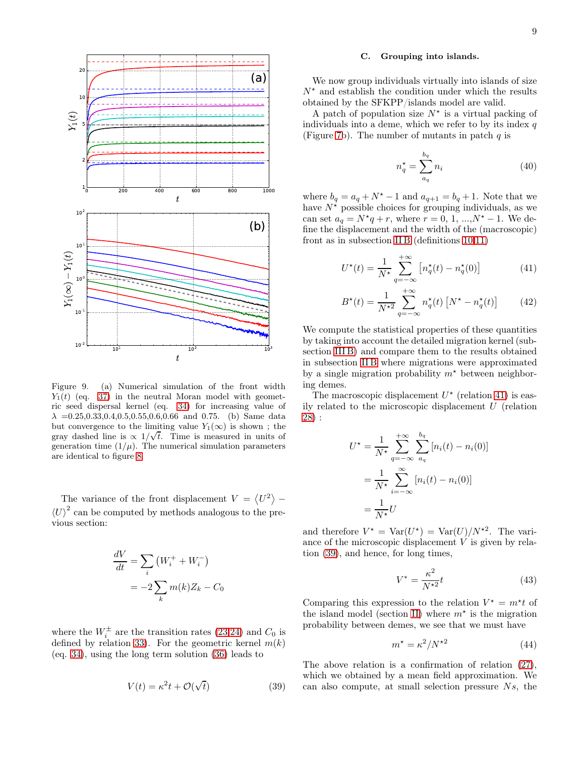Figure 9. (a) Numerical simulation of the front width $Y_1(t)$ (eq. 37) in the neutral Moran model with geometric seed dispersal kernel (eq. 34) for increasing value of $\lambda$ =0.25,0.33,0.4,0.5,0.55,0.6,0.66 and 0.75. (b) Same data but convergence to the limiting value $Y_1(\infty)$ is shown ; the gray dashed line is $\propto 1/\sqrt{t}$. Time is measured in units of generation time $(1/\mu)$. The numerical simulation parameters are identical to figure 8.

The variance of the front displacement $V = \langle U^2 \rangle - \langle U \rangle^2$ can be computed by methods analogous to the previous section:

$$\begin{aligned} \frac{dV}{dt} &= \sum_i \left( W_i^+ + W_i^- \right) \\ &= -2 \sum_k m(k) Z_k - C_0 \end{aligned}$$

where the $W_i^{\pm}$ are the transition rates (23,24) and $C_0$ is defined by relation 33). For the geometric kernel $m(k)$ (eq. 34), using the long term solution (36) leads to

$$V(t) = \kappa^2 t + \mathcal{O}(\sqrt{t}) \tag{39}$$

### C. Grouping into islands.

We now group individuals virtually into islands of size $N^\star$ and establish the condition under which the results obtained by the SFKPP/islands model are valid.

A patch of population size $N^\star$ is a virtual packing of individuals into a deme, which we refer to by its index $q$ (Figure 7b). The number of mutants in patch $q$ is

$$n_q^\star = \sum_{a_q}^{b_q} n_i \tag{40}$$

where $b_q = a_q + N^\star - 1$ and $a_{q+1} = b_q + 1$. Note that we have $N^\star$ possible choices for grouping individuals, as we can set $a_q = N^\star q + r$, where $r = 0, 1, ..., N^\star - 1$. We define the displacement and the width of the (macroscopic) front as in subsection II B (definitions 10,11)

$$U^\star(t) = \frac{1}{N^\star} \sum_{q=-\infty}^{+\infty} \left[ n_q^\star(t) - n_q^\star(0) \right] \tag{41}$$

$$B^\star(t) = \frac{1}{N^{\star 2}} \sum_{q=-\infty}^{+\infty} n_q^\star(t) \left[ N^\star - n_q^\star(t) \right] \tag{42}$$

We compute the statistical properties of these quantities by taking into account the detailed migration kernel (subsection III B) and compare them to the results obtained in subsection II B where migrations were approximated by a single migration probability $m^\star$ between neighboring demes.

The macroscopic displacement $U^\star$ (relation 41) is easily related to the microscopic displacement $U$ (relation 28) :

$$\begin{aligned} U^\star &= \frac{1}{N^\star} \sum_{q=-\infty}^{+\infty} \sum_{a_q}^{b_q} [n_i(t) - n_i(0)] \\ &= \frac{1}{N^\star} \sum_{i=-\infty}^{\infty} [n_i(t) - n_i(0)] \\ &= \frac{1}{N^\star} U \end{aligned}$$

and therefore $V^\star = \mathrm{Var}(U^\star) = \mathrm{Var}(U)/N^{\star 2}$. The variance of the microscopic displacement $V$ is given by relation (39), and hence, for long times,

$$V^* = \frac{\kappa^2}{N^{\star 2}} t \tag{43}$$

Comparing this expression to the relation $V^\star = m^\star t$ of the island model (section II) where $m^\star$ is the migration probability between demes, we see that we must have

$$m^\star = \kappa^2 / N^{\star 2} \tag{44}$$

The above relation is a confirmation of relation (27), which we obtained by a mean field approximation. We can also compute, at small selection pressure $Ns$, the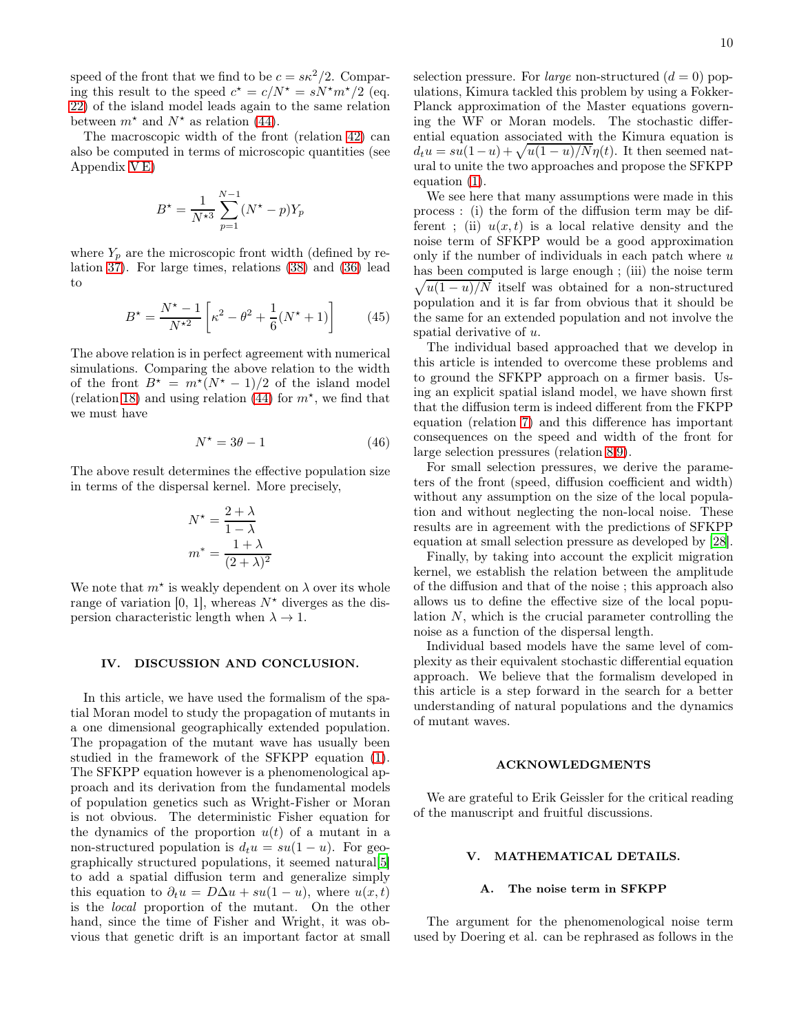speed of the front that we find to be $c = s\kappa^2/2$. Comparing this result to the speed $c^\star = c/N^\star = sN^\star m^\star/2$ (eq. 22) of the island model leads again to the same relation between $m^\star$ and $N^\star$ as relation (44).

The macroscopic width of the front (relation 42) can also be computed in terms of microscopic quantities (see Appendix V E)

$$B^\star = \frac{1}{N^{\star 3}} \sum_{p=1}^{N-1} (N^\star - p) Y_p$$

where $Y_p$ are the microscopic front width (defined by relation 37). For large times, relations (38) and (36) lead to

$$B^\star = \frac{N^\star - 1}{N^{\star 2}} \left[ \kappa^2 - \theta^2 + \frac{1}{6}(N^\star + 1) \right] \quad (45)$$

The above relation is in perfect agreement with numerical simulations. Comparing the above relation to the width of the front $B^\star = m^\star(N^\star - 1)/2$ of the island model (relation 18) and using relation (44) for $m^\star$, we find that we must have

$$N^\star = 3\theta - 1 \quad (46)$$

The above result determines the effective population size in terms of the dispersal kernel. More precisely,

$$N^\star = \frac{2+\lambda}{1-\lambda}$$

$$m^* = \frac{1+\lambda}{(2+\lambda)^2}$$

We note that $m^\star$ is weakly dependent on $\lambda$ over its whole range of variation [0, 1], whereas $N^\star$ diverges as the dispersion characteristic length when $\lambda \to 1$.

## IV. DISCUSSION AND CONCLUSION.

In this article, we have used the formalism of the spatial Moran model to study the propagation of mutants in a one dimensional geographically extended population. The propagation of the mutant wave has usually been studied in the framework of the SFKPP equation (1). The SFKPP equation however is a phenomenological approach and its derivation from the fundamental models of population genetics such as Wright-Fisher or Moran is not obvious. The deterministic Fisher equation for the dynamics of the proportion $u(t)$ of a mutant in a non-structured population is $d_t u = su(1-u)$. For geographically structured populations, it seemed natural[5] to add a spatial diffusion term and generalize simply this equation to $\partial_t u = D\Delta u + su(1-u)$, where $u(x,t)$ is the *local* proportion of the mutant. On the other hand, since the time of Fisher and Wright, it was obvious that genetic drift is an important factor at small selection pressure. For *large* non-structured ($d = 0$) populations, Kimura tackled this problem by using a Fokker-Planck approximation of the Master equations governing the WF or Moran models. The stochastic differential equation associated with the Kimura equation is $d_t u = su(1-u) + \sqrt{u(1-u)/N}\eta(t)$. It then seemed natural to unite the two approaches and propose the SFKPP equation (1).

We see here that many assumptions were made in this process : (i) the form of the diffusion term may be different ; (ii) $u(x,t)$ is a local relative density and the noise term of SFKPP would be a good approximation only if the number of individuals in each patch where $u$ has been computed is large enough ; (iii) the noise term $\sqrt{u(1-u)/N}$ itself was obtained for a non-structured population and it is far from obvious that it should be the same for an extended population and not involve the spatial derivative of $u$.

The individual based approached that we develop in this article is intended to overcome these problems and to ground the SFKPP approach on a firmer basis. Using an explicit spatial island model, we have shown first that the diffusion term is indeed different from the FKPP equation (relation 7) and this difference has important consequences on the speed and width of the front for large selection pressures (relation 8,9).

For small selection pressures, we derive the parameters of the front (speed, diffusion coefficient and width) without any assumption on the size of the local population and without neglecting the non-local noise. These results are in agreement with the predictions of SFKPP equation at small selection pressure as developed by [28].

Finally, by taking into account the explicit migration kernel, we establish the relation between the amplitude of the diffusion and that of the noise ; this approach also allows us to define the effective size of the local population $N$, which is the crucial parameter controlling the noise as a function of the dispersal length.

Individual based models have the same level of complexity as their equivalent stochastic differential equation approach. We believe that the formalism developed in this article is a step forward in the search for a better understanding of natural populations and the dynamics of mutant waves.

## ACKNOWLEDGMENTS

We are grateful to Erik Geissler for the critical reading of the manuscript and fruitful discussions.

## V. MATHEMATICAL DETAILS.

### A. The noise term in SFKPP

The argument for the phenomenological noise term used by Doering et al. can be rephrased as follows in the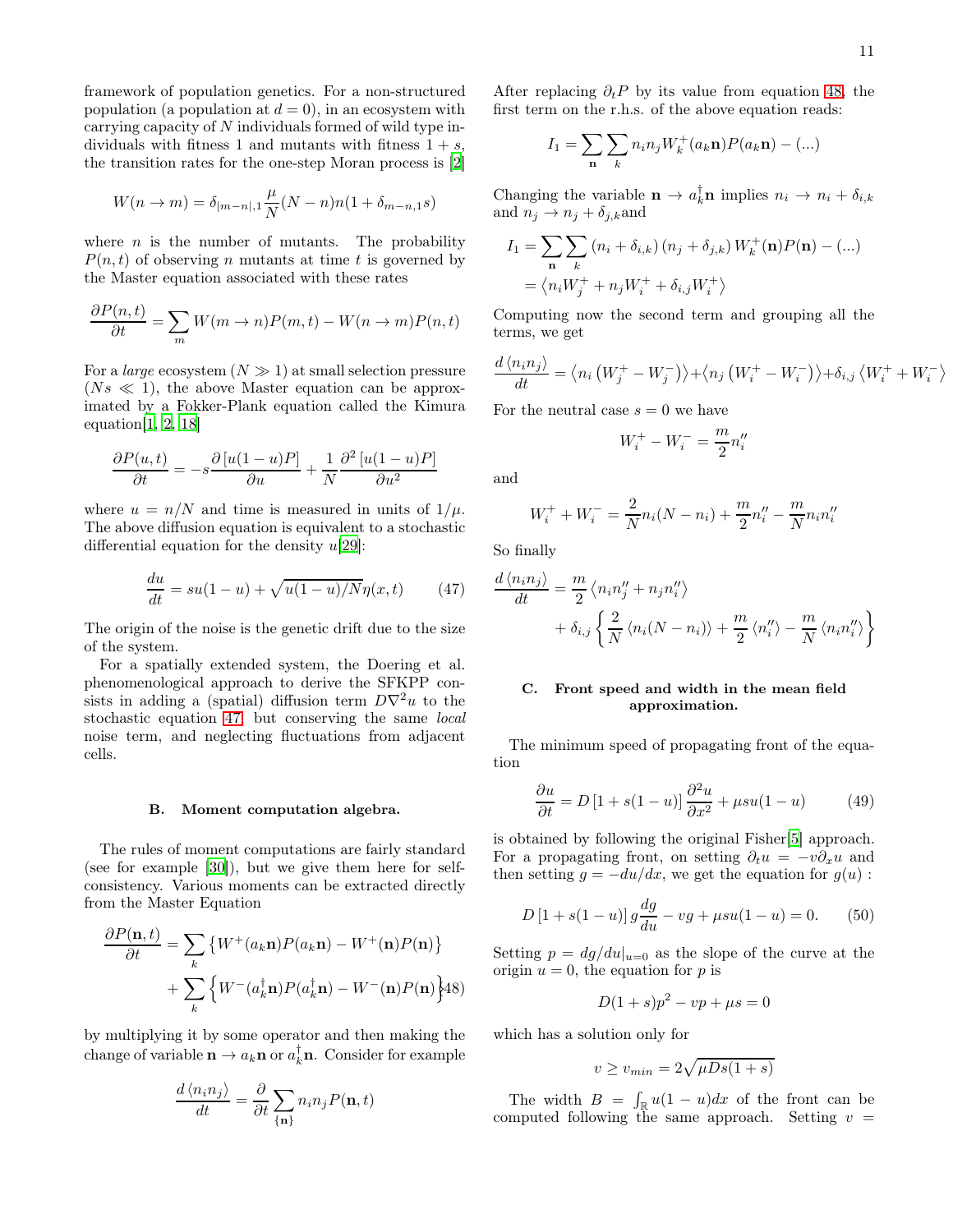framework of population genetics. For a non-structured population (a population at $d = 0$), in an ecosystem with carrying capacity of $N$ individuals formed of wild type individuals with fitness 1 and mutants with fitness $1 + s$, the transition rates for the one-step Moran process is [2]

$$W(n \to m) = \delta_{|m-n|,1} \frac{\mu}{N}(N-n)n(1 + \delta_{m-n,1}s)$$

where $n$ is the number of mutants. The probability $P(n,t)$ of observing $n$ mutants at time $t$ is governed by the Master equation associated with these rates

$$\frac{\partial P(n,t)}{\partial t} = \sum_m W(m \to n)P(m,t) - W(n \to m)P(n,t)$$

For a *large* ecosystem ($N \gg 1$) at small selection pressure ($Ns \ll 1$), the above Master equation can be approximated by a Fokker-Plank equation called the Kimura equation[1, 2, 18]

$$\frac{\partial P(u,t)}{\partial t} = -s\frac{\partial\left[u(1-u)P\right]}{\partial u} + \frac{1}{N}\frac{\partial^2\left[u(1-u)P\right]}{\partial u^2}$$

where $u = n/N$ and time is measured in units of $1/\mu$. The above diffusion equation is equivalent to a stochastic differential equation for the density $u$[29]:

$$\frac{du}{dt} = su(1-u) + \sqrt{u(1-u)/N}\eta(x,t) \qquad (47)$$

The origin of the noise is the genetic drift due to the size of the system.

For a spatially extended system, the Doering et al. phenomenological approach to derive the SFKPP consists in adding a (spatial) diffusion term $D\nabla^2 u$ to the stochastic equation 47, but conserving the same *local* noise term, and neglecting fluctuations from adjacent cells.

### B. Moment computation algebra.

The rules of moment computations are fairly standard (see for example [30]), but we give them here for self-consistency. Various moments can be extracted directly from the Master Equation

$$\begin{aligned}\frac{\partial P(\mathbf{n},t)}{\partial t} = &\sum_k \left\{W^+(a_k\mathbf{n})P(a_k\mathbf{n}) - W^+(\mathbf{n})P(\mathbf{n})\right\} \\ &+ \sum_k \left\{W^-(a_k^\dagger\mathbf{n})P(a_k^\dagger\mathbf{n}) - W^-(\mathbf{n})P(\mathbf{n})\right\} \end{aligned} \qquad (48)$$

by multiplying it by some operator and then making the change of variable $\mathbf{n} \to a_k\mathbf{n}$ or $a_k^\dagger\mathbf{n}$. Consider for example

$$\frac{d\left\langle n_i n_j\right\rangle}{dt} = \frac{\partial}{\partial t}\sum_{\{\mathbf{n}\}} n_i n_j P(\mathbf{n},t)$$

After replacing $\partial_t P$ by its value from equation 48, the first term on the r.h.s. of the above equation reads:

$$I_1 = \sum_{\mathbf{n}}\sum_k n_i n_j W_k^+(a_k\mathbf{n})P(a_k\mathbf{n}) - (...)$$

Changing the variable $\mathbf{n} \to a_k^\dagger\mathbf{n}$ implies $n_i \to n_i + \delta_{i,k}$ and $n_j \to n_j + \delta_{j,k}$and

$$\begin{aligned} I_1 &= \sum_{\mathbf{n}}\sum_k \left(n_i + \delta_{i,k}\right)\left(n_j + \delta_{j,k}\right)W_k^+(\mathbf{n})P(\mathbf{n}) - (...) \\ &= \left\langle n_i W_j^+ + n_j W_i^+ + \delta_{i,j}W_i^+\right\rangle \end{aligned}$$

Computing now the second term and grouping all the terms, we get

$$\frac{d\left\langle n_i n_j\right\rangle}{dt} = \left\langle n_i\left(W_j^+ - W_j^-\right)\right\rangle + \left\langle n_j\left(W_i^+ - W_i^-\right)\right\rangle + \delta_{i,j}\left\langle W_i^+ + W_i^-\right\rangle$$

For the neutral case $s = 0$ we have

$$W_i^+ - W_i^- = \frac{m}{2}n_i''$$

and

$$W_i^+ + W_i^- = \frac{2}{N}n_i(N - n_i) + \frac{m}{2}n_i'' - \frac{m}{N}n_i n_i''$$

So finally

$$\begin{aligned}\frac{d\left\langle n_i n_j\right\rangle}{dt} = &\frac{m}{2}\left\langle n_i n_j'' + n_j n_i''\right\rangle \\ &+ \delta_{i,j}\left\{\frac{2}{N}\left\langle n_i(N - n_i)\right\rangle + \frac{m}{2}\left\langle n_i''\right\rangle - \frac{m}{N}\left\langle n_i n_i''\right\rangle\right\}\end{aligned}$$

### C. Front speed and width in the mean field approximation.

The minimum speed of propagating front of the equation

$$\frac{\partial u}{\partial t} = D\left[1 + s(1-u)\right]\frac{\partial^2 u}{\partial x^2} + \mu s u(1-u) \qquad (49)$$

is obtained by following the original Fisher[5] approach. For a propagating front, on setting $\partial_t u = -v\partial_x u$ and then setting $g = -du/dx$, we get the equation for $g(u)$ :

$$D\left[1 + s(1-u)\right]g\frac{dg}{du} - vg + \mu s u(1-u) = 0. \qquad (50)$$

Setting $p = dg/du|_{u=0}$ as the slope of the curve at the origin $u = 0$, the equation for $p$ is

$$D(1+s)p^2 - vp + \mu s = 0$$

which has a solution only for

$$v \geq v_{min} = 2\sqrt{\mu D s(1+s)}$$

The width $B = \int_{\mathbb{R}} u(1-u)dx$ of the front can be computed following the same approach. Setting $v =$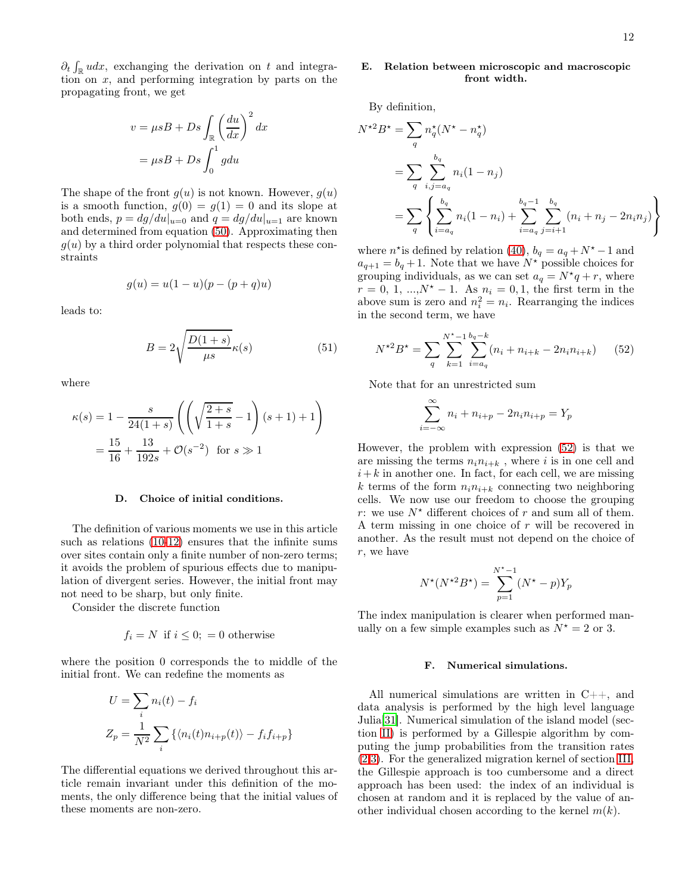$\partial_t \int_{\mathbb{R}} u dx$, exchanging the derivation on $t$ and integration on $x$, and performing integration by parts on the propagating front, we get

$$
\begin{aligned}
v &= \mu s B + Ds \int_{\mathbb{R}} \left(\frac{du}{dx}\right)^2 dx \\
&= \mu s B + Ds \int_0^1 g du
\end{aligned}
$$

The shape of the front $g(u)$ is not known. However, $g(u)$ is a smooth function, $g(0) = g(1) = 0$ and its slope at both ends, $p = dg/du|_{u=0}$ and $q = dg/du|_{u=1}$ are known and determined from equation (50). Approximating then $g(u)$ by a third order polynomial that respects these constraints

$$
g(u) = u(1-u)(p - (p+q)u)
$$

leads to:

$$
B = 2\sqrt{\frac{D(1+s)}{\mu s}}\kappa(s) \tag{51}
$$

where

$$
\begin{aligned}
\kappa(s) &= 1 - \frac{s}{24(1+s)}\left(\left(\sqrt{\frac{2+s}{1+s}} - 1\right)(s+1) + 1\right) \\
&= \frac{15}{16} + \frac{13}{192s} + \mathcal{O}(s^{-2}) \quad \text{for } s \gg 1
\end{aligned}
$$

### D. Choice of initial conditions.

The definition of various moments we use in this article such as relations (10-12) ensures that the infinite sums over sites contain only a finite number of non-zero terms; it avoids the problem of spurious effects due to manipulation of divergent series. However, the initial front may not need to be sharp, but only finite.

Consider the discrete function

$$
f_i = N \text{ if } i \leq 0; = 0 \text{ otherwise}
$$

where the position 0 corresponds the to middle of the initial front. We can redefine the moments as

$$
\begin{aligned}
U &= \sum_i n_i(t) - f_i \\
Z_p &= \frac{1}{N^2}\sum_i \left\{\langle n_i(t) n_{i+p}(t)\rangle - f_i f_{i+p}\right\}
\end{aligned}
$$

The differential equations we derived throughout this article remain invariant under this definition of the moments, the only difference being that the initial values of these moments are non-zero.

### E. Relation between microscopic and macroscopic front width.

By definition,

$$
\begin{aligned}
N^{\star 2} B^\star &= \sum_q n_q^\star (N^\star - n_q^\star) \\
&= \sum_q \sum_{i,j=a_q}^{b_q} n_i(1-n_j) \\
&= \sum_q \left\{ \sum_{i=a_q}^{b_q} n_i(1-n_i) + \sum_{i=a_q}^{b_q - 1}\sum_{j=i+1}^{b_q}(n_i + n_j - 2n_i n_j) \right\}
\end{aligned}
$$

where $n^\star$is defined by relation (40), $b_q = a_q + N^\star - 1$ and $a_{q+1} = b_q + 1$. Note that we have $N^\star$ possible choices for grouping individuals, as we can set $a_q = N^\star q + r$, where $r = 0,\ 1,\ ...,N^\star - 1$. As $n_i = 0, 1$, the first term in the above sum is zero and $n_i^2 = n_i$. Rearranging the indices in the second term, we have

$$
N^{\star 2} B^\star = \sum_q \sum_{k=1}^{N^\star - 1}\sum_{i=a_q}^{b_q - k}(n_i + n_{i+k} - 2n_i n_{i+k}) \tag{52}
$$

Note that for an unrestricted sum

$$
\sum_{i=-\infty}^{\infty} n_i + n_{i+p} - 2n_i n_{i+p} = Y_p
$$

However, the problem with expression (52) is that we are missing the terms $n_i n_{i+k}$ , where $i$ is in one cell and $i+k$ in another one. In fact, for each cell, we are missing $k$ terms of the form $n_i n_{i+k}$ connecting two neighboring cells. We now use our freedom to choose the grouping $r$: we use $N^\star$ different choices of $r$ and sum all of them. A term missing in one choice of $r$ will be recovered in another. As the result must not depend on the choice of $r$, we have

$$
N^\star(N^{\star 2} B^\star) = \sum_{p=1}^{N^\star - 1}(N^\star - p)Y_p
$$

The index manipulation is clearer when performed manually on a few simple examples such as $N^\star = 2$ or 3.

### F. Numerical simulations.

All numerical simulations are written in C++, and data analysis is performed by the high level language Julia[31]. Numerical simulation of the island model (section II) is performed by a Gillespie algorithm by computing the jump probabilities from the transition rates (2,3). For the generalized migration kernel of section III, the Gillespie approach is too cumbersome and a direct approach has been used: the index of an individual is chosen at random and it is replaced by the value of another individual chosen according to the kernel $m(k)$.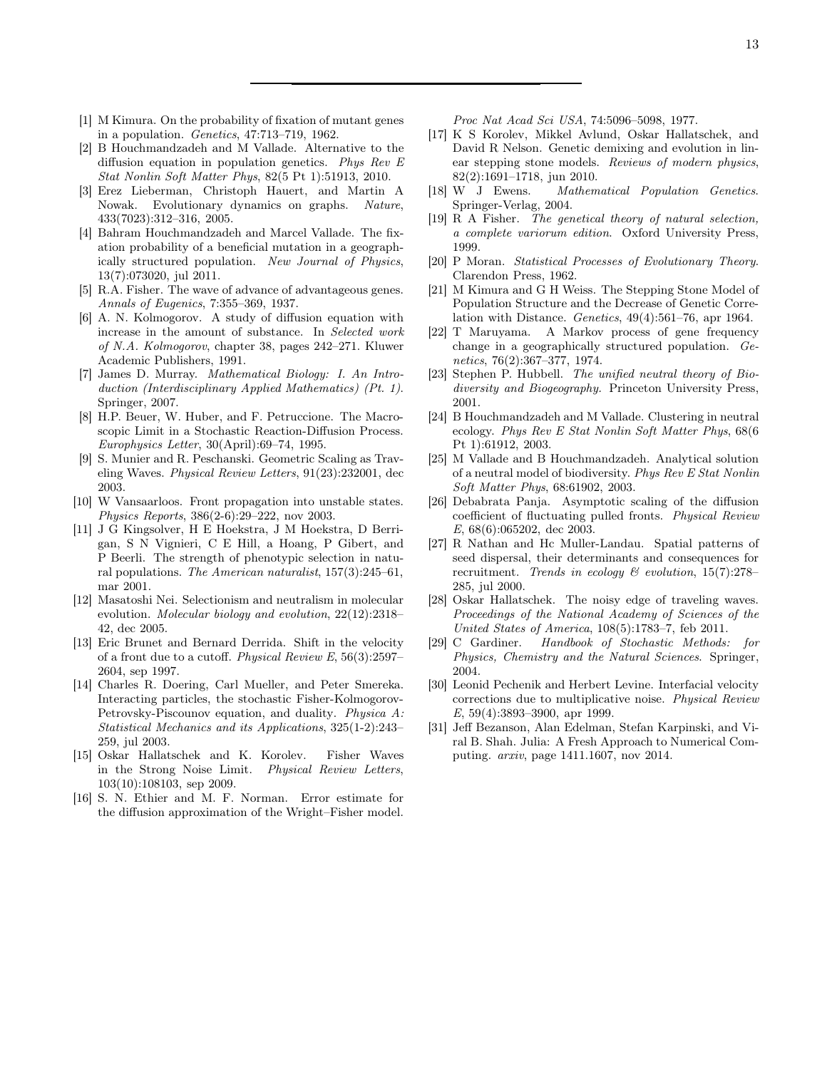[1] M Kimura. On the probability of fixation of mutant genes in a population. *Genetics*, 47:713–719, 1962.

[2] B Houchmandzadeh and M Vallade. Alternative to the diffusion equation in population genetics. *Phys Rev E Stat Nonlin Soft Matter Phys*, 82(5 Pt 1):51913, 2010.

[3] Erez Lieberman, Christoph Hauert, and Martin A Nowak. Evolutionary dynamics on graphs. *Nature*, 433(7023):312–316, 2005.

[4] Bahram Houchmandzadeh and Marcel Vallade. The fixation probability of a beneficial mutation in a geographically structured population. *New Journal of Physics*, 13(7):073020, jul 2011.

[5] R.A. Fisher. The wave of advance of advantageous genes. *Annals of Eugenics*, 7:355–369, 1937.

[6] A. N. Kolmogorov. A study of diffusion equation with increase in the amount of substance. In *Selected work of N.A. Kolmogorov*, chapter 38, pages 242–271. Kluwer Academic Publishers, 1991.

[7] James D. Murray. *Mathematical Biology: I. An Introduction (Interdisciplinary Applied Mathematics) (Pt. 1)*. Springer, 2007.

[8] H.P. Beuer, W. Huber, and F. Petruccione. The Macroscopic Limit in a Stochastic Reaction-Diffusion Process. *Europhysics Letter*, 30(April):69–74, 1995.

[9] S. Munier and R. Peschanski. Geometric Scaling as Traveling Waves. *Physical Review Letters*, 91(23):232001, dec 2003.

[10] W Vansaarloos. Front propagation into unstable states. *Physics Reports*, 386(2-6):29–222, nov 2003.

[11] J G Kingsolver, H E Hoekstra, J M Hoekstra, D Berrigan, S N Vignieri, C E Hill, a Hoang, P Gibert, and P Beerli. The strength of phenotypic selection in natural populations. *The American naturalist*, 157(3):245–61, mar 2001.

[12] Masatoshi Nei. Selectionism and neutralism in molecular evolution. *Molecular biology and evolution*, 22(12):2318–42, dec 2005.

[13] Eric Brunet and Bernard Derrida. Shift in the velocity of a front due to a cutoff. *Physical Review E*, 56(3):2597–2604, sep 1997.

[14] Charles R. Doering, Carl Mueller, and Peter Smereka. Interacting particles, the stochastic Fisher-Kolmogorov-Petrovsky-Piscounov equation, and duality. *Physica A: Statistical Mechanics and its Applications*, 325(1-2):243–259, jul 2003.

[15] Oskar Hallatschek and K. Korolev. Fisher Waves in the Strong Noise Limit. *Physical Review Letters*, 103(10):108103, sep 2009.

[16] S. N. Ethier and M. F. Norman. Error estimate for the diffusion approximation of the Wright–Fisher model. *Proc Nat Acad Sci USA*, 74:5096–5098, 1977.

[17] K S Korolev, Mikkel Avlund, Oskar Hallatschek, and David R Nelson. Genetic demixing and evolution in linear stepping stone models. *Reviews of modern physics*, 82(2):1691–1718, jun 2010.

[18] W J Ewens. *Mathematical Population Genetics*. Springer-Verlag, 2004.

[19] R A Fisher. *The genetical theory of natural selection, a complete variorum edition*. Oxford University Press, 1999.

[20] P Moran. *Statistical Processes of Evolutionary Theory*. Clarendon Press, 1962.

[21] M Kimura and G H Weiss. The Stepping Stone Model of Population Structure and the Decrease of Genetic Correlation with Distance. *Genetics*, 49(4):561–76, apr 1964.

[22] T Maruyama. A Markov process of gene frequency change in a geographically structured population. *Genetics*, 76(2):367–377, 1974.

[23] Stephen P. Hubbell. *The unified neutral theory of Biodiversity and Biogeography*. Princeton University Press, 2001.

[24] B Houchmandzadeh and M Vallade. Clustering in neutral ecology. *Phys Rev E Stat Nonlin Soft Matter Phys*, 68(6 Pt 1):61912, 2003.

[25] M Vallade and B Houchmandzadeh. Analytical solution of a neutral model of biodiversity. *Phys Rev E Stat Nonlin Soft Matter Phys*, 68:61902, 2003.

[26] Debabrata Panja. Asymptotic scaling of the diffusion coefficient of fluctuating pulled fronts. *Physical Review E*, 68(6):065202, dec 2003.

[27] R Nathan and Hc Muller-Landau. Spatial patterns of seed dispersal, their determinants and consequences for recruitment. *Trends in ecology & evolution*, 15(7):278–285, jul 2000.

[28] Oskar Hallatschek. The noisy edge of traveling waves. *Proceedings of the National Academy of Sciences of the United States of America*, 108(5):1783–7, feb 2011.

[29] C Gardiner. *Handbook of Stochastic Methods: for Physics, Chemistry and the Natural Sciences*. Springer, 2004.

[30] Leonid Pechenik and Herbert Levine. Interfacial velocity corrections due to multiplicative noise. *Physical Review E*, 59(4):3893–3900, apr 1999.

[31] Jeff Bezanson, Alan Edelman, Stefan Karpinski, and Viral B. Shah. Julia: A Fresh Approach to Numerical Computing. *arxiv*, page 1411.1607, nov 2014.